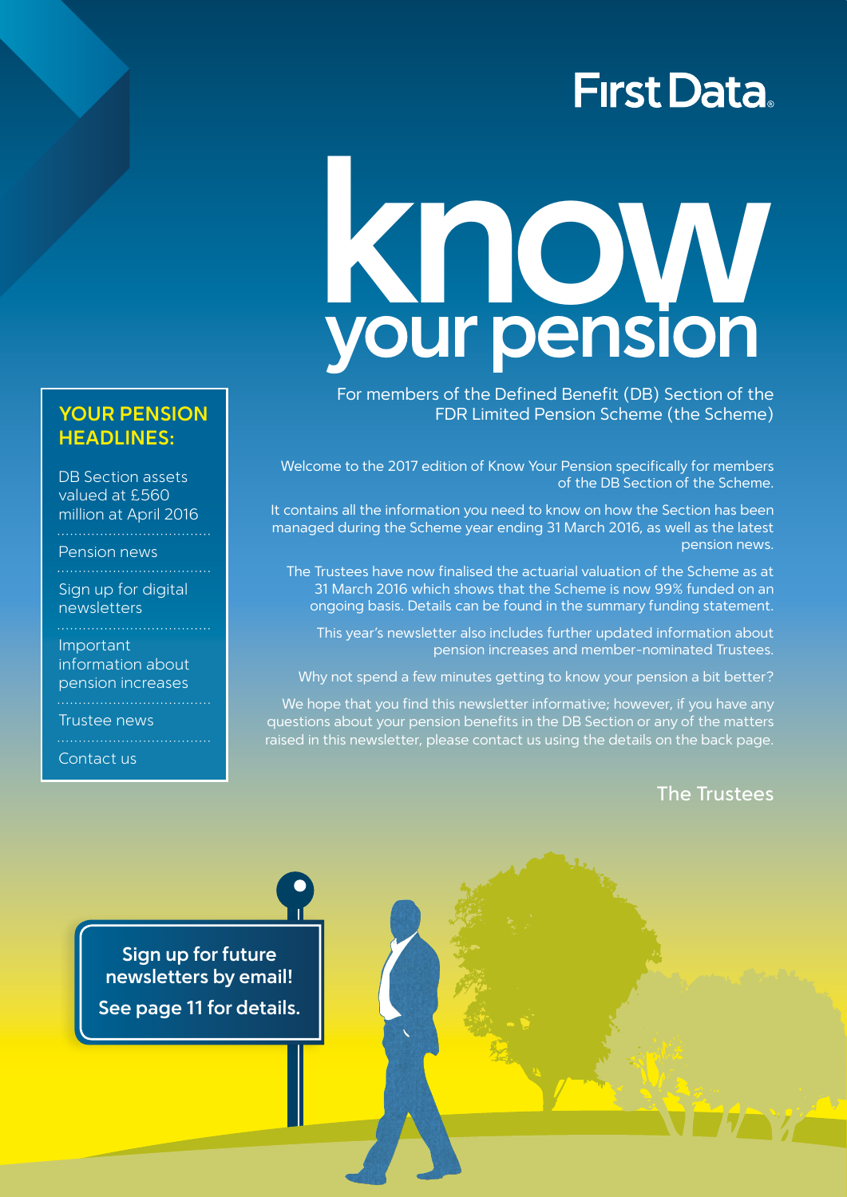First Data

# know your pension

For members of the Defined Benefit (DB) Section of the FDR Limited Pension Scheme (the Scheme)

## YOUR PENSION HEADLINES:

- DB Section assets valued at £560 million at April 2016
- Pension news
- Sign up for digital newsletters
- Important information about pension increases
- Trustee news
- Contact us

Welcome to the 2017 edition of Know Your Pension specifically for members of the DB Section of the Scheme.

It contains all the information you need to know on how the Section has been managed during the Scheme year ending 31 March 2016, as well as the latest pension news.

The Trustees have now finalised the actuarial valuation of the Scheme as at 31 March 2016 which shows that the Scheme is now 99% funded on an ongoing basis. Details can be found in the summary funding statement.

This year's newsletter also includes further updated information about pension increases and member-nominated Trustees.

Why not spend a few minutes getting to know your pension a bit better?

We hope that you find this newsletter informative; however, if you have any questions about your pension benefits in the DB Section or any of the matters raised in this newsletter, please contact us using the details on the back page.

The Trustees

**Sign up for future newsletters by email!**

**See page 11 for details.**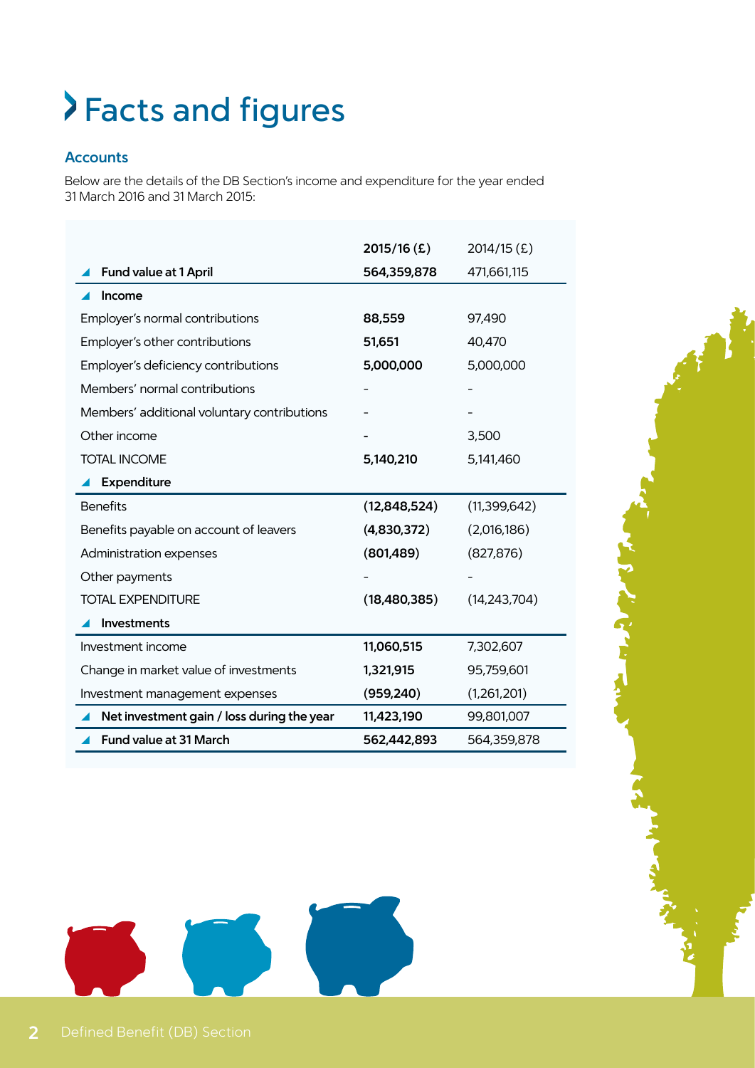# Facts and figures

## Accounts

Below are the details of the DB Section's income and expenditure for the year ended 31 March 2016 and 31 March 2015:

| | 2015/16 (£) | 2014/15 (£) |
|---|---|---|
| **Fund value at 1 April** | **564,359,878** | 471,661,115 |
| **Income** | | |
| Employer's normal contributions | **88,559** | 97,490 |
| Employer's other contributions | **51,651** | 40,470 |
| Employer's deficiency contributions | **5,000,000** | 5,000,000 |
| Members' normal contributions | - | - |
| Members' additional voluntary contributions | - | - |
| Other income | - | 3,500 |
| TOTAL INCOME | **5,140,210** | 5,141,460 |
| **Expenditure** | | |
| Benefits | **(12,848,524)** | (11,399,642) |
| Benefits payable on account of leavers | **(4,830,372)** | (2,016,186) |
| Administration expenses | **(801,489)** | (827,876) |
| Other payments | - | - |
| TOTAL EXPENDITURE | **(18,480,385)** | (14,243,704) |
| **Investments** | | |
| Investment income | **11,060,515** | 7,302,607 |
| Change in market value of investments | **1,321,915** | 95,759,601 |
| Investment management expenses | **(959,240)** | (1,261,201) |
| **Net investment gain / loss during the year** | **11,423,190** | 99,801,007 |
| **Fund value at 31 March** | **562,442,893** | 564,359,878 |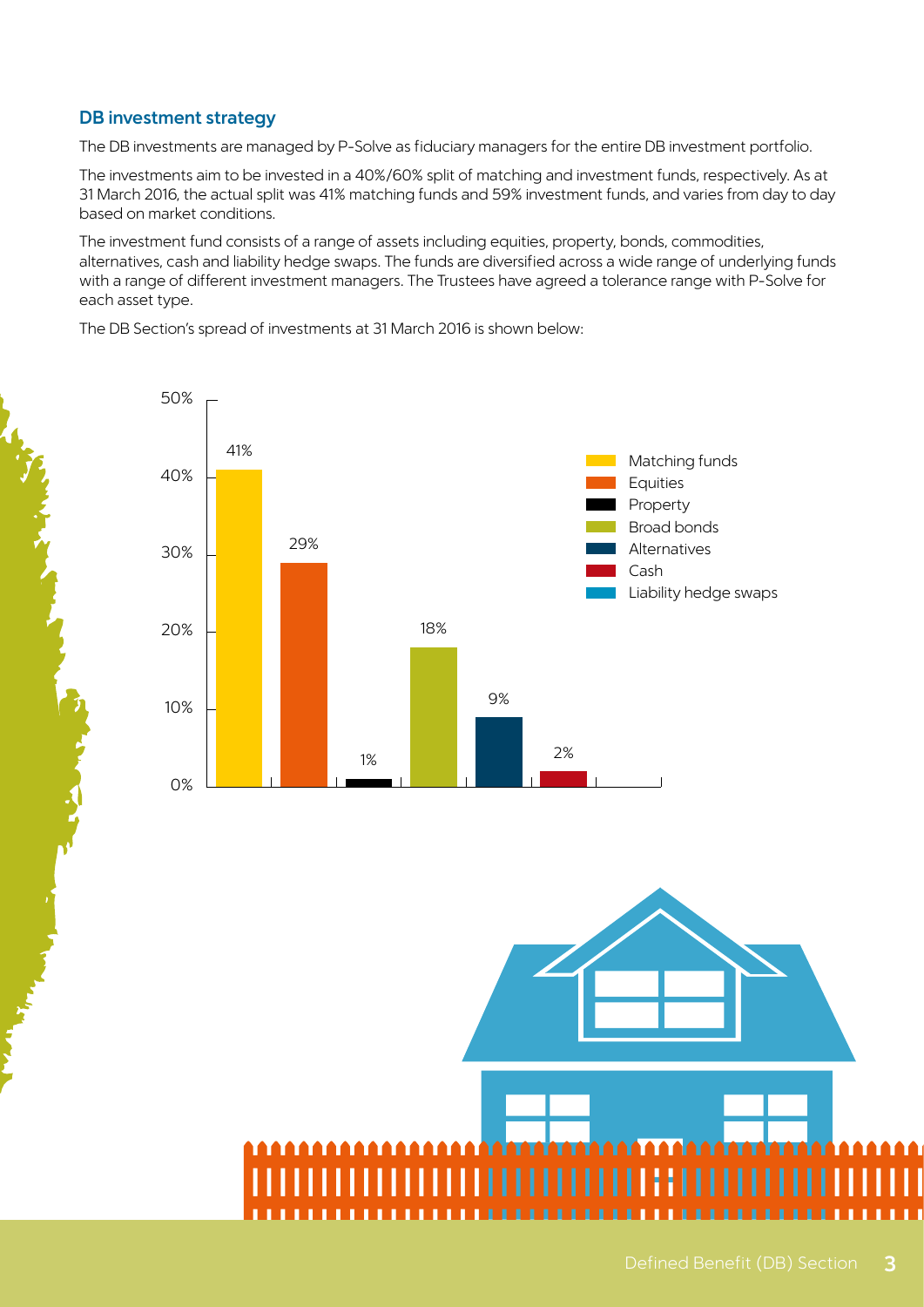### DB investment strategy

The DB investments are managed by P-Solve as fiduciary managers for the entire DB investment portfolio.

The investments aim to be invested in a 40%/60% split of matching and investment funds, respectively. As at 31 March 2016, the actual split was 41% matching funds and 59% investment funds, and varies from day to day based on market conditions.

The investment fund consists of a range of assets including equities, property, bonds, commodities, alternatives, cash and liability hedge swaps. The funds are diversified across a wide range of underlying funds with a range of different investment managers. The Trustees have agreed a tolerance range with P-Solve for each asset type.

The DB Section's spread of investments at 31 March 2016 is shown below:

| Asset type | % |
| --- | --- |
| Matching funds | 41% |
| Equities | 29% |
| Property | 1% |
| Broad bonds | 18% |
| Alternatives | 9% |
| Cash | 2% |
| Liability hedge swaps | |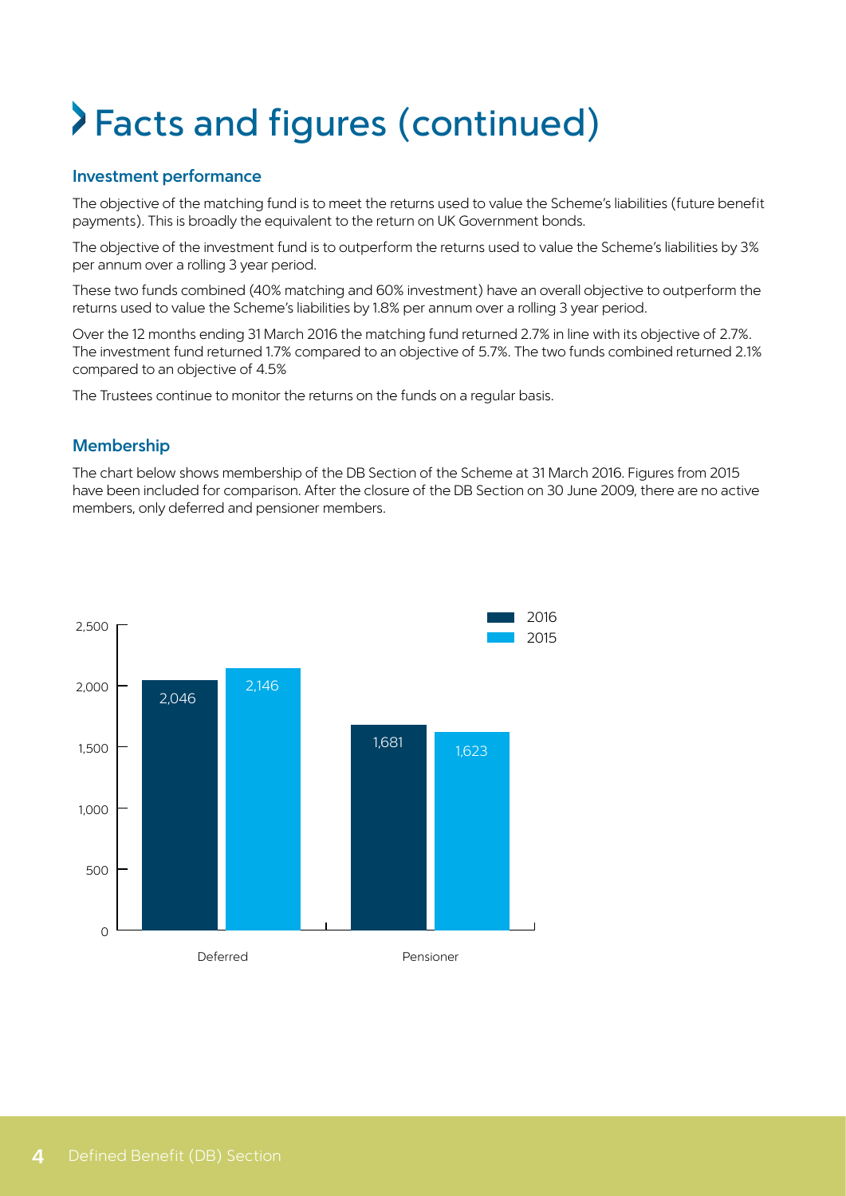# Facts and figures (continued)

## Investment performance

The objective of the matching fund is to meet the returns used to value the Scheme's liabilities (future benefit payments). This is broadly the equivalent to the return on UK Government bonds.

The objective of the investment fund is to outperform the returns used to value the Scheme's liabilities by 3% per annum over a rolling 3 year period.

These two funds combined (40% matching and 60% investment) have an overall objective to outperform the returns used to value the Scheme's liabilities by 1.8% per annum over a rolling 3 year period.

Over the 12 months ending 31 March 2016 the matching fund returned 2.7% in line with its objective of 2.7%. The investment fund returned 1.7% compared to an objective of 5.7%. The two funds combined returned 2.1% compared to an objective of 4.5%

The Trustees continue to monitor the returns on the funds on a regular basis.

## Membership

The chart below shows membership of the DB Section of the Scheme at 31 March 2016. Figures from 2015 have been included for comparison. After the closure of the DB Section on 30 June 2009, there are no active members, only deferred and pensioner members.

| | 2016 | 2015 |
|---|---|---|
| Deferred | 2,046 | 2,146 |
| Pensioner | 1,681 | 1,623 |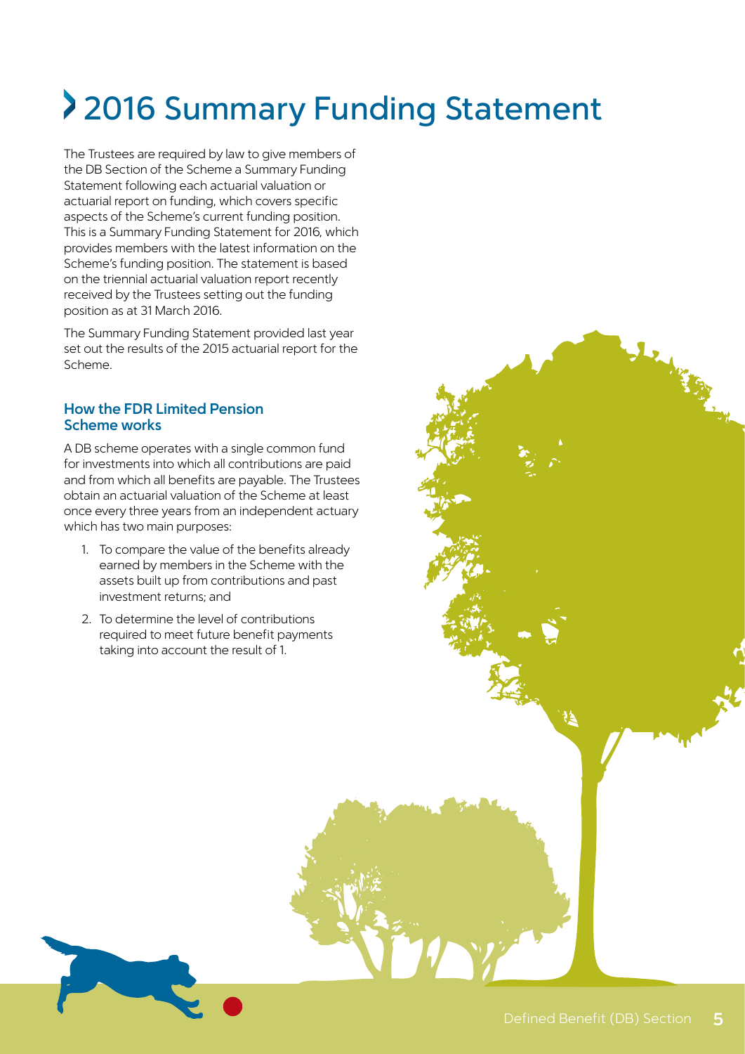# 2016 Summary Funding Statement

The Trustees are required by law to give members of the DB Section of the Scheme a Summary Funding Statement following each actuarial valuation or actuarial report on funding, which covers specific aspects of the Scheme's current funding position. This is a Summary Funding Statement for 2016, which provides members with the latest information on the Scheme's funding position. The statement is based on the triennial actuarial valuation report recently received by the Trustees setting out the funding position as at 31 March 2016.

The Summary Funding Statement provided last year set out the results of the 2015 actuarial report for the Scheme.

## How the FDR Limited Pension Scheme works

A DB scheme operates with a single common fund for investments into which all contributions are paid and from which all benefits are payable. The Trustees obtain an actuarial valuation of the Scheme at least once every three years from an independent actuary which has two main purposes:

1. To compare the value of the benefits already earned by members in the Scheme with the assets built up from contributions and past investment returns; and
2. To determine the level of contributions required to meet future benefit payments taking into account the result of 1.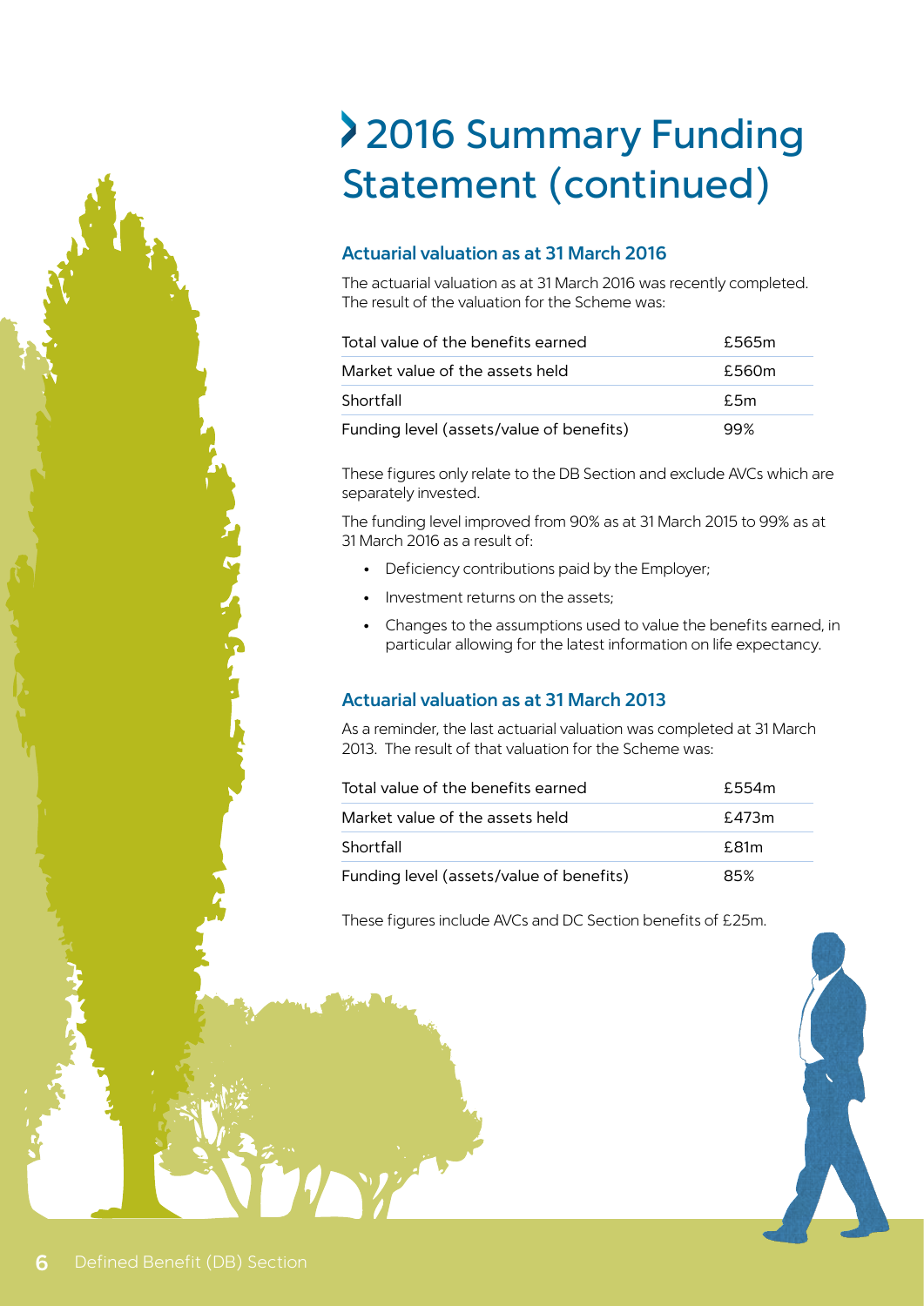# 2016 Summary Funding Statement (continued)

### Actuarial valuation as at 31 March 2016

The actuarial valuation as at 31 March 2016 was recently completed. The result of the valuation for the Scheme was:

| | |
|---|---|
| Total value of the benefits earned | £565m |
| Market value of the assets held | £560m |
| Shortfall | £5m |
| Funding level (assets/value of benefits) | 99% |

These figures only relate to the DB Section and exclude AVCs which are separately invested.

The funding level improved from 90% as at 31 March 2015 to 99% as at 31 March 2016 as a result of:

- Deficiency contributions paid by the Employer;
- Investment returns on the assets;
- Changes to the assumptions used to value the benefits earned, in particular allowing for the latest information on life expectancy.

### Actuarial valuation as at 31 March 2013

As a reminder, the last actuarial valuation was completed at 31 March 2013. The result of that valuation for the Scheme was:

| | |
|---|---|
| Total value of the benefits earned | £554m |
| Market value of the assets held | £473m |
| Shortfall | £81m |
| Funding level (assets/value of benefits) | 85% |

These figures include AVCs and DC Section benefits of £25m.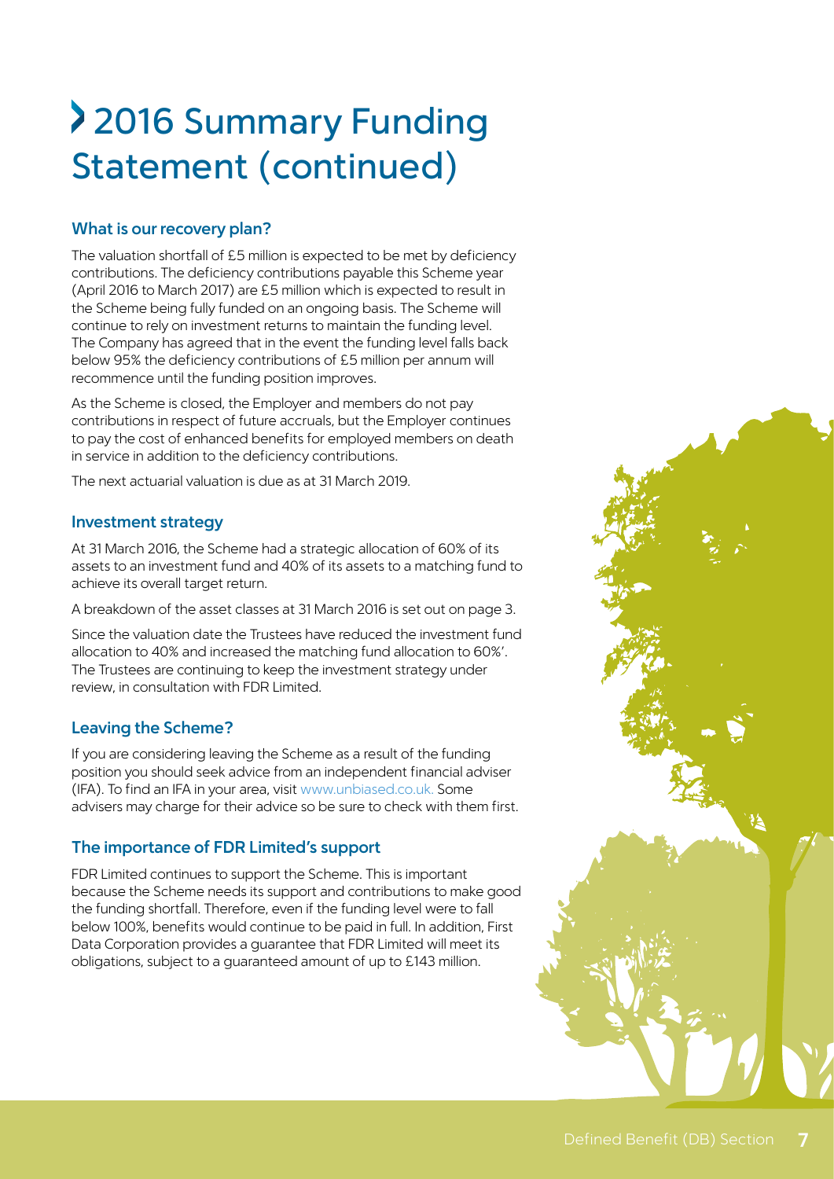# 2016 Summary Funding Statement (continued)

## What is our recovery plan?

The valuation shortfall of £5 million is expected to be met by deficiency contributions. The deficiency contributions payable this Scheme year (April 2016 to March 2017) are £5 million which is expected to result in the Scheme being fully funded on an ongoing basis. The Scheme will continue to rely on investment returns to maintain the funding level. The Company has agreed that in the event the funding level falls back below 95% the deficiency contributions of £5 million per annum will recommence until the funding position improves.

As the Scheme is closed, the Employer and members do not pay contributions in respect of future accruals, but the Employer continues to pay the cost of enhanced benefits for employed members on death in service in addition to the deficiency contributions.

The next actuarial valuation is due as at 31 March 2019.

## Investment strategy

At 31 March 2016, the Scheme had a strategic allocation of 60% of its assets to an investment fund and 40% of its assets to a matching fund to achieve its overall target return.

A breakdown of the asset classes at 31 March 2016 is set out on page 3.

Since the valuation date the Trustees have reduced the investment fund allocation to 40% and increased the matching fund allocation to 60%'. The Trustees are continuing to keep the investment strategy under review, in consultation with FDR Limited.

## Leaving the Scheme?

If you are considering leaving the Scheme as a result of the funding position you should seek advice from an independent financial adviser (IFA). To find an IFA in your area, visit www.unbiased.co.uk. Some advisers may charge for their advice so be sure to check with them first.

## The importance of FDR Limited's support

FDR Limited continues to support the Scheme. This is important because the Scheme needs its support and contributions to make good the funding shortfall. Therefore, even if the funding level were to fall below 100%, benefits would continue to be paid in full. In addition, First Data Corporation provides a guarantee that FDR Limited will meet its obligations, subject to a guaranteed amount of up to £143 million.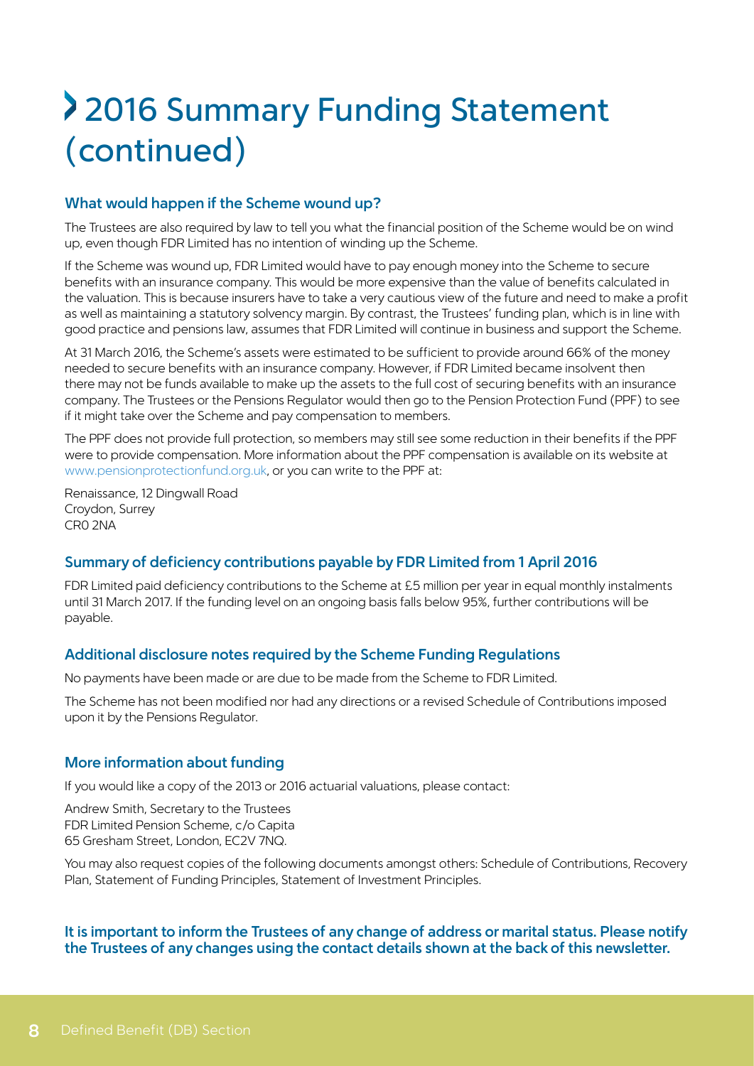# 2016 Summary Funding Statement (continued)

## What would happen if the Scheme wound up?

The Trustees are also required by law to tell you what the financial position of the Scheme would be on wind up, even though FDR Limited has no intention of winding up the Scheme.

If the Scheme was wound up, FDR Limited would have to pay enough money into the Scheme to secure benefits with an insurance company. This would be more expensive than the value of benefits calculated in the valuation. This is because insurers have to take a very cautious view of the future and need to make a profit as well as maintaining a statutory solvency margin. By contrast, the Trustees' funding plan, which is in line with good practice and pensions law, assumes that FDR Limited will continue in business and support the Scheme.

At 31 March 2016, the Scheme's assets were estimated to be sufficient to provide around 66% of the money needed to secure benefits with an insurance company. However, if FDR Limited became insolvent then there may not be funds available to make up the assets to the full cost of securing benefits with an insurance company. The Trustees or the Pensions Regulator would then go to the Pension Protection Fund (PPF) to see if it might take over the Scheme and pay compensation to members.

The PPF does not provide full protection, so members may still see some reduction in their benefits if the PPF were to provide compensation. More information about the PPF compensation is available on its website at www.pensionprotectionfund.org.uk, or you can write to the PPF at:

Renaissance, 12 Dingwall Road
Croydon, Surrey
CR0 2NA

## Summary of deficiency contributions payable by FDR Limited from 1 April 2016

FDR Limited paid deficiency contributions to the Scheme at £5 million per year in equal monthly instalments until 31 March 2017. If the funding level on an ongoing basis falls below 95%, further contributions will be payable.

## Additional disclosure notes required by the Scheme Funding Regulations

No payments have been made or are due to be made from the Scheme to FDR Limited.

The Scheme has not been modified nor had any directions or a revised Schedule of Contributions imposed upon it by the Pensions Regulator.

## More information about funding

If you would like a copy of the 2013 or 2016 actuarial valuations, please contact:

Andrew Smith, Secretary to the Trustees
FDR Limited Pension Scheme, c/o Capita
65 Gresham Street, London, EC2V 7NQ.

You may also request copies of the following documents amongst others: Schedule of Contributions, Recovery Plan, Statement of Funding Principles, Statement of Investment Principles.

**It is important to inform the Trustees of any change of address or marital status. Please notify the Trustees of any changes using the contact details shown at the back of this newsletter.**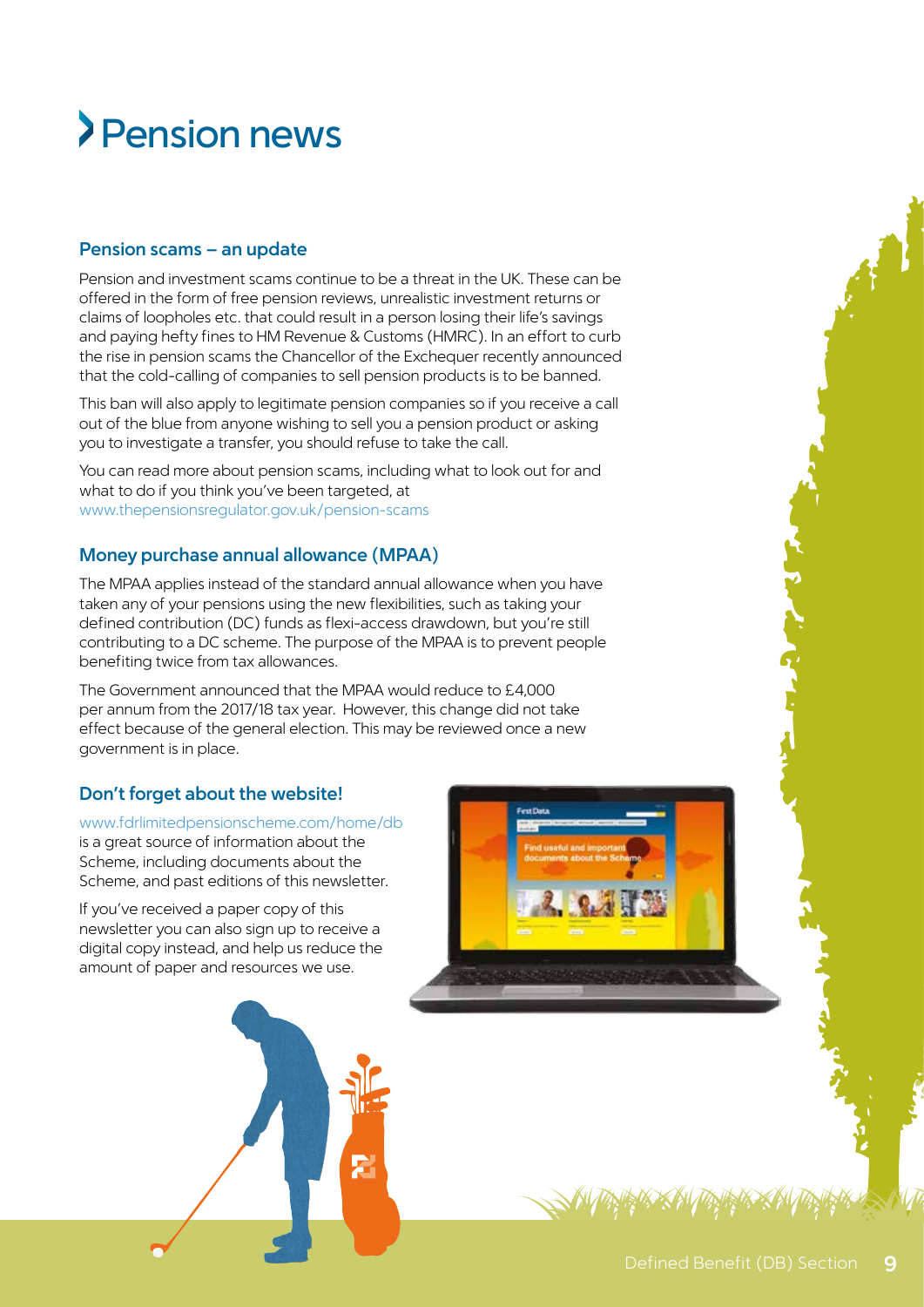# Pension news

## Pension scams – an update

Pension and investment scams continue to be a threat in the UK. These can be offered in the form of free pension reviews, unrealistic investment returns or claims of loopholes etc. that could result in a person losing their life's savings and paying hefty fines to HM Revenue & Customs (HMRC). In an effort to curb the rise in pension scams the Chancellor of the Exchequer recently announced that the cold-calling of companies to sell pension products is to be banned.

This ban will also apply to legitimate pension companies so if you receive a call out of the blue from anyone wishing to sell you a pension product or asking you to investigate a transfer, you should refuse to take the call.

You can read more about pension scams, including what to look out for and what to do if you think you've been targeted, at www.thepensionsregulator.gov.uk/pension-scams

## Money purchase annual allowance (MPAA)

The MPAA applies instead of the standard annual allowance when you have taken any of your pensions using the new flexibilities, such as taking your defined contribution (DC) funds as flexi-access drawdown, but you're still contributing to a DC scheme. The purpose of the MPAA is to prevent people benefiting twice from tax allowances.

The Government announced that the MPAA would reduce to £4,000 per annum from the 2017/18 tax year. However, this change did not take effect because of the general election. This may be reviewed once a new government is in place.

## Don't forget about the website!

www.fdrlimitedpensionscheme.com/home/db is a great source of information about the Scheme, including documents about the Scheme, and past editions of this newsletter.

If you've received a paper copy of this newsletter you can also sign up to receive a digital copy instead, and help us reduce the amount of paper and resources we use.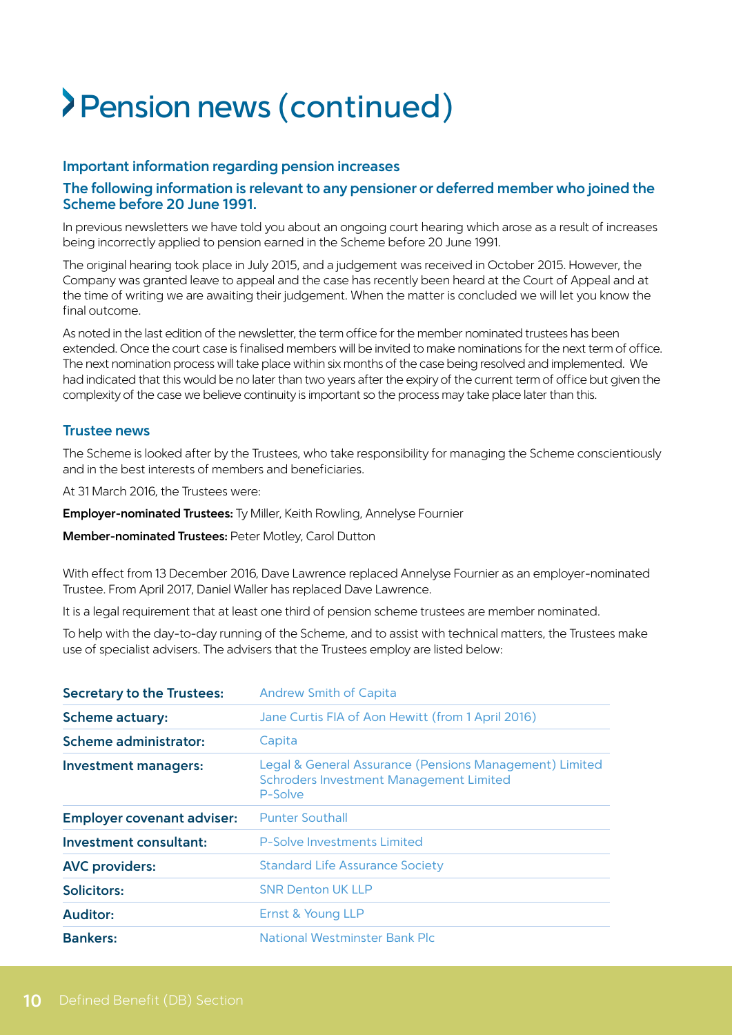# Pension news (continued)

### Important information regarding pension increases

### The following information is relevant to any pensioner or deferred member who joined the Scheme before 20 June 1991.

In previous newsletters we have told you about an ongoing court hearing which arose as a result of increases being incorrectly applied to pension earned in the Scheme before 20 June 1991.

The original hearing took place in July 2015, and a judgement was received in October 2015. However, the Company was granted leave to appeal and the case has recently been heard at the Court of Appeal and at the time of writing we are awaiting their judgement. When the matter is concluded we will let you know the final outcome.

As noted in the last edition of the newsletter, the term office for the member nominated trustees has been extended. Once the court case is finalised members will be invited to make nominations for the next term of office. The next nomination process will take place within six months of the case being resolved and implemented. We had indicated that this would be no later than two years after the expiry of the current term of office but given the complexity of the case we believe continuity is important so the process may take place later than this.

### Trustee news

The Scheme is looked after by the Trustees, who take responsibility for managing the Scheme conscientiously and in the best interests of members and beneficiaries.

At 31 March 2016, the Trustees were:

**Employer-nominated Trustees:** Ty Miller, Keith Rowling, Annelyse Fournier

**Member-nominated Trustees:** Peter Motley, Carol Dutton

With effect from 13 December 2016, Dave Lawrence replaced Annelyse Fournier as an employer-nominated Trustee. From April 2017, Daniel Waller has replaced Dave Lawrence.

It is a legal requirement that at least one third of pension scheme trustees are member nominated.

To help with the day-to-day running of the Scheme, and to assist with technical matters, the Trustees make use of specialist advisers. The advisers that the Trustees employ are listed below:

| | |
|---|---|
| **Secretary to the Trustees:** | Andrew Smith of Capita |
| **Scheme actuary:** | Jane Curtis FIA of Aon Hewitt (from 1 April 2016) |
| **Scheme administrator:** | Capita |
| **Investment managers:** | Legal & General Assurance (Pensions Management) Limited<br>Schroders Investment Management Limited<br>P-Solve |
| **Employer covenant adviser:** | Punter Southall |
| **Investment consultant:** | P-Solve Investments Limited |
| **AVC providers:** | Standard Life Assurance Society |
| **Solicitors:** | SNR Denton UK LLP |
| **Auditor:** | Ernst & Young LLP |
| **Bankers:** | National Westminster Bank Plc |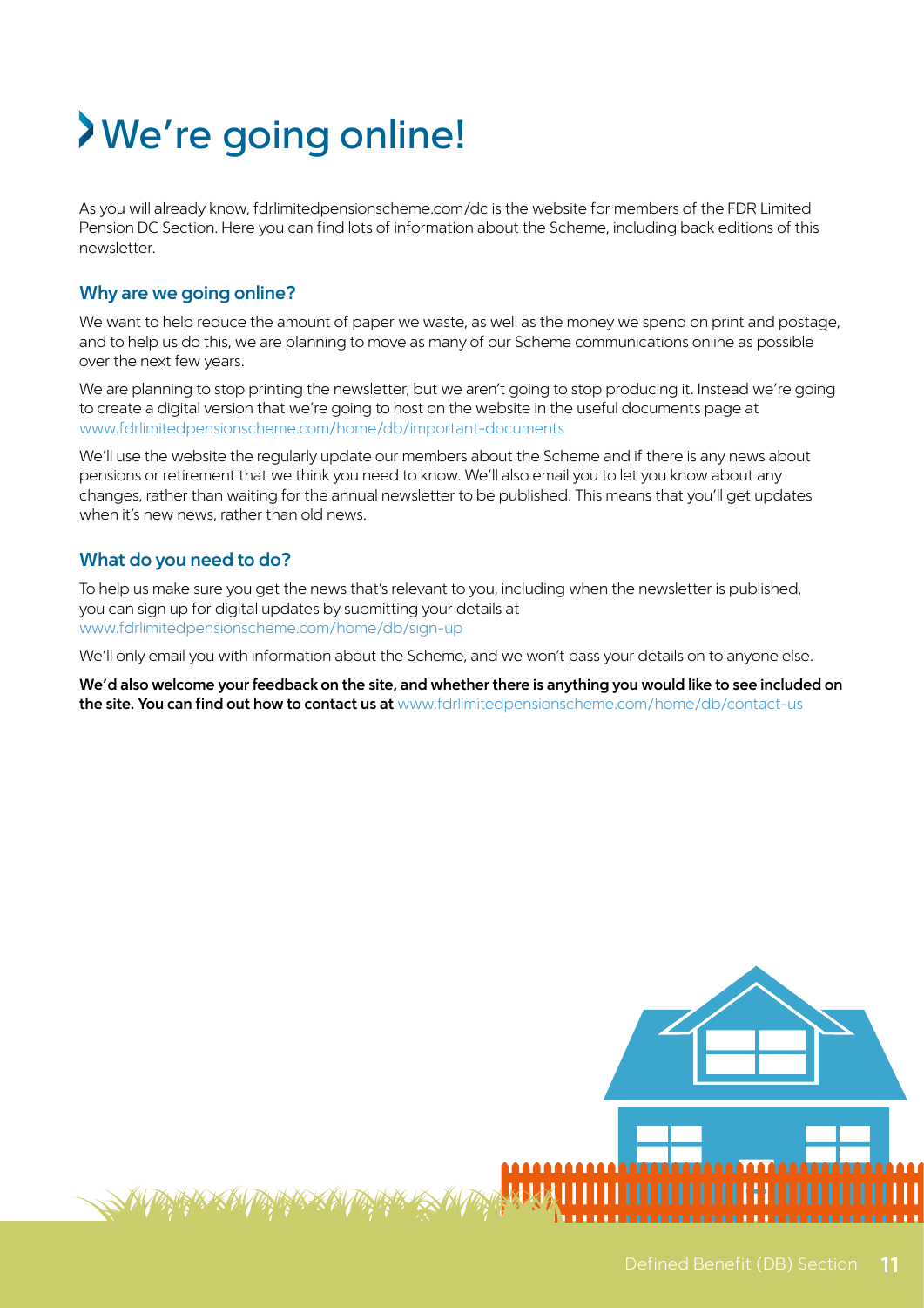# We're going online!

As you will already know, fdrlimitedpensionscheme.com/dc is the website for members of the FDR Limited Pension DC Section. Here you can find lots of information about the Scheme, including back editions of this newsletter.

### Why are we going online?

We want to help reduce the amount of paper we waste, as well as the money we spend on print and postage, and to help us do this, we are planning to move as many of our Scheme communications online as possible over the next few years.

We are planning to stop printing the newsletter, but we aren't going to stop producing it. Instead we're going to create a digital version that we're going to host on the website in the useful documents page at www.fdrlimitedpensionscheme.com/home/db/important-documents

We'll use the website the regularly update our members about the Scheme and if there is any news about pensions or retirement that we think you need to know. We'll also email you to let you know about any changes, rather than waiting for the annual newsletter to be published. This means that you'll get updates when it's new news, rather than old news.

### What do you need to do?

To help us make sure you get the news that's relevant to you, including when the newsletter is published, you can sign up for digital updates by submitting your details at www.fdrlimitedpensionscheme.com/home/db/sign-up

We'll only email you with information about the Scheme, and we won't pass your details on to anyone else.

**We'd also welcome your feedback on the site, and whether there is anything you would like to see included on the site. You can find out how to contact us at** www.fdrlimitedpensionscheme.com/home/db/contact-us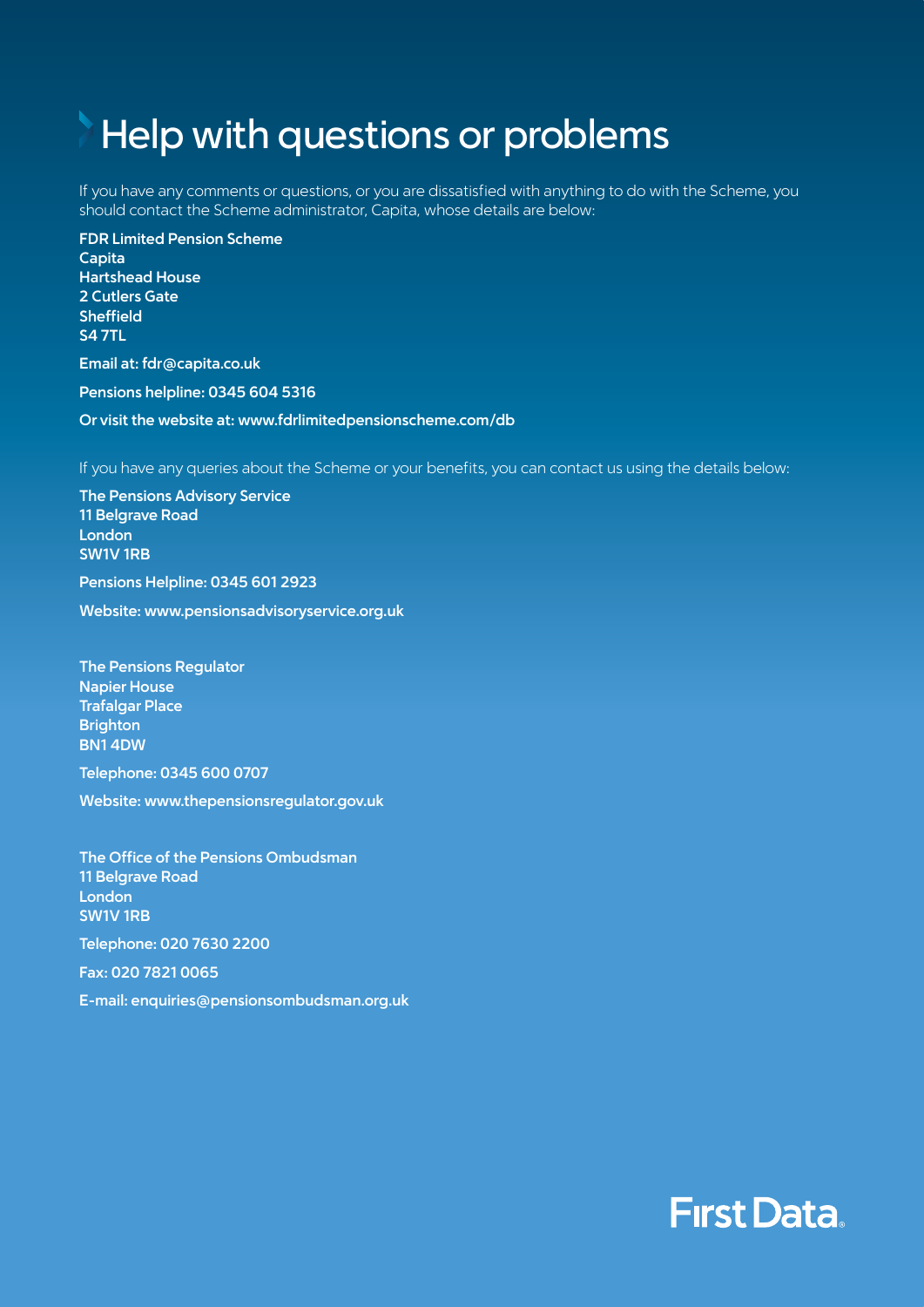# Help with questions or problems

If you have any comments or questions, or you are dissatisfied with anything to do with the Scheme, you should contact the Scheme administrator, Capita, whose details are below:

**FDR Limited Pension Scheme**
**Capita**
**Hartshead House**
**2 Cutlers Gate**
**Sheffield**
**S4 7TL**

**Email at: fdr@capita.co.uk**

**Pensions helpline: 0345 604 5316**

**Or visit the website at: www.fdrlimitedpensionscheme.com/db**

If you have any queries about the Scheme or your benefits, you can contact us using the details below:

**The Pensions Advisory Service**
**11 Belgrave Road**
**London**
**SW1V 1RB**

**Pensions Helpline: 0345 601 2923**

**Website: www.pensionsadvisoryservice.org.uk**

**The Pensions Regulator**
**Napier House**
**Trafalgar Place**
**Brighton**
**BN1 4DW**

**Telephone: 0345 600 0707**

**Website: www.thepensionsregulator.gov.uk**

**The Office of the Pensions Ombudsman**
**11 Belgrave Road**
**London**
**SW1V 1RB**

**Telephone: 020 7630 2200**

**Fax: 020 7821 0065**

**E-mail: enquiries@pensionsombudsman.org.uk**

First Data.